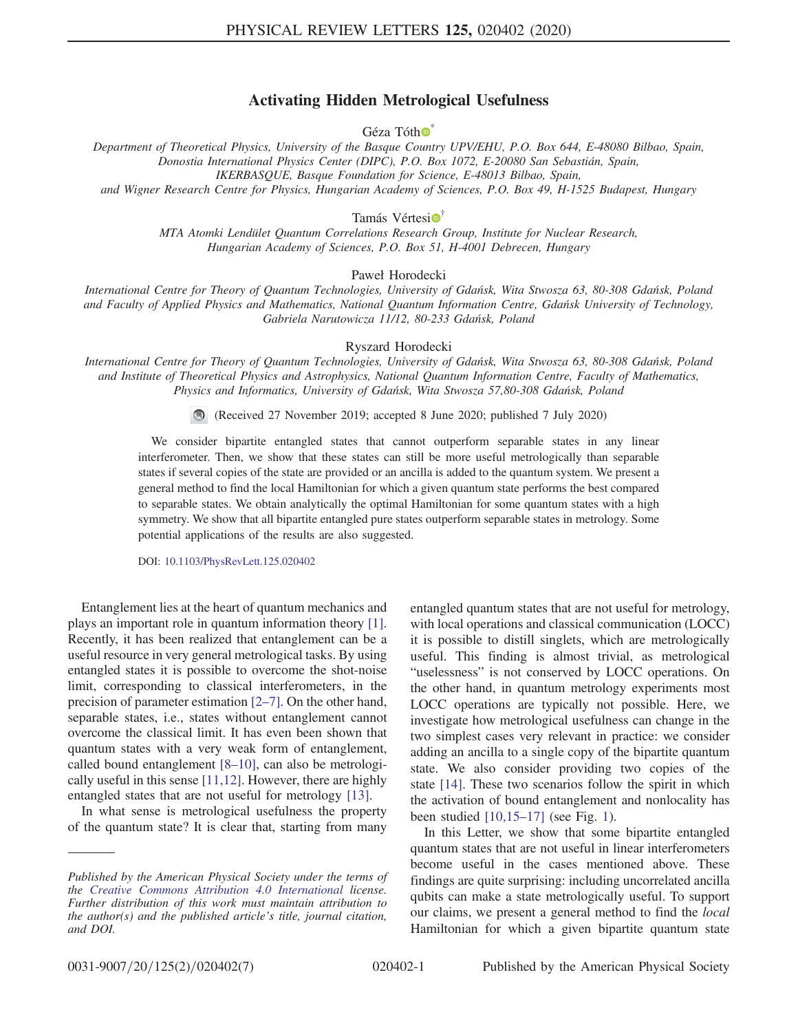# Activating Hidden Metrological Usefulness

Géza Tóth[*]

Department of Theoretical Physics, University of the Basque Country UPV/EHU, P.O. Box 644, E-48080 Bilbao, Spain, Donostia International Physics Center (DIPC), P.O. Box 1072, E-20080 San Sebastián, Spain, IKERBASQUE, Basque Foundation for Science, E-48013 Bilbao, Spain, and Wigner Research Centre for Physics, Hungarian Academy of Sciences, P.O. Box 49, H-1525 Budapest, Hungary

Tamás Vértesi[†]

MTA Atomki Lendület Quantum Correlations Research Group, Institute for Nuclear Research, Hungarian Academy of Sciences, P.O. Box 51, H-4001 Debrecen, Hungary

Paweł Horodecki

International Centre for Theory of Quantum Technologies, University of Gdańsk, Wita Stwosza 63, 80-308 Gdańsk, Poland and Faculty of Applied Physics and Mathematics, National Quantum Information Centre, Gdańsk University of Technology, Gabriela Narutowicza 11/12, 80-233 Gdańsk, Poland

Ryszard Horodecki

International Centre for Theory of Quantum Technologies, University of Gdańsk, Wita Stwosza 63, 80-308 Gdańsk, Poland and Institute of Theoretical Physics and Astrophysics, National Quantum Information Centre, Faculty of Mathematics, Physics and Informatics, University of Gdańsk, Wita Stwosza 57,80-308 Gdańsk, Poland

(Received 27 November 2019; accepted 8 June 2020; published 7 July 2020)

We consider bipartite entangled states that cannot outperform separable states in any linear interferometer. Then, we show that these states can still be more useful metrologically than separable states if several copies of the state are provided or an ancilla is added to the quantum system. We present a general method to find the local Hamiltonian for which a given quantum state performs the best compared to separable states. We obtain analytically the optimal Hamiltonian for some quantum states with a high symmetry. We show that all bipartite entangled pure states outperform separable states in metrology. Some potential applications of the results are also suggested.

DOI: 10.1103/PhysRevLett.125.020402

Entanglement lies at the heart of quantum mechanics and plays an important role in quantum information theory [1]. Recently, it has been realized that entanglement can be a useful resource in very general metrological tasks. By using entangled states it is possible to overcome the shot-noise limit, corresponding to classical interferometers, in the precision of parameter estimation [2–7]. On the other hand, separable states, i.e., states without entanglement cannot overcome the classical limit. It has even been shown that quantum states with a very weak form of entanglement, called bound entanglement [8–10], can also be metrologically useful in this sense [11,12]. However, there are highly entangled states that are not useful for metrology [13].

In what sense is metrological usefulness the property of the quantum state? It is clear that, starting from many entangled quantum states that are not useful for metrology, with local operations and classical communication (LOCC) it is possible to distill singlets, which are metrologically useful. This finding is almost trivial, as metrological "uselessness" is not conserved by LOCC operations. On the other hand, in quantum metrology experiments most LOCC operations are typically not possible. Here, we investigate how metrological usefulness can change in the two simplest cases very relevant in practice: we consider adding an ancilla to a single copy of the bipartite quantum state. We also consider providing two copies of the state [14]. These two scenarios follow the spirit in which the activation of bound entanglement and nonlocality has been studied [10,15–17] (see Fig. 1).

In this Letter, we show that some bipartite entangled quantum states that are not useful in linear interferometers become useful in the cases mentioned above. These findings are quite surprising: including uncorrelated ancilla qubits can make a state metrologically useful. To support our claims, we present a general method to find the *local* Hamiltonian for which a given bipartite quantum state

---

*Published by the American Physical Society under the terms of the Creative Commons Attribution 4.0 International license. Further distribution of this work must maintain attribution to the author(s) and the published article's title, journal citation, and DOI.*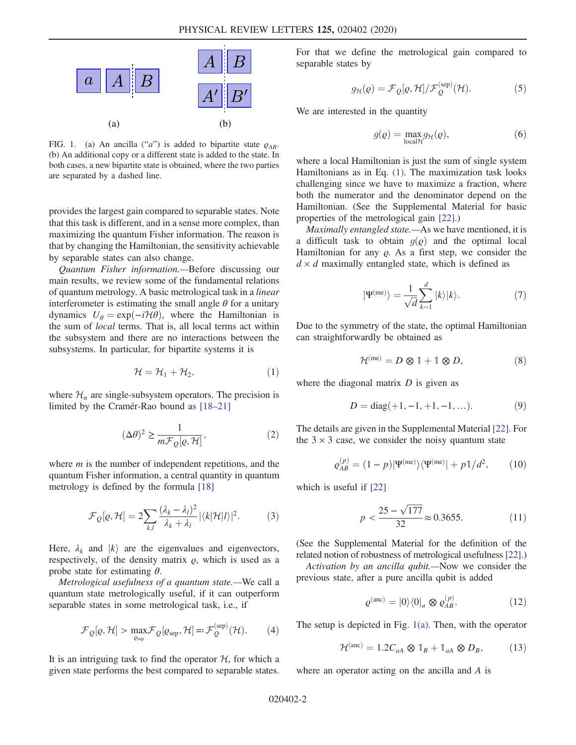FIG. 1. (a) An ancilla (“$a$”) is added to bipartite state $\varrho_{AB}$. (b) An additional copy or a different state is added to the state. In both cases, a new bipartite state is obtained, where the two parties are separated by a dashed line.

provides the largest gain compared to separable states. Note that this task is different, and in a sense more complex, than maximizing the quantum Fisher information. The reason is that by changing the Hamiltonian, the sensitivity achievable by separable states can also change.

*Quantum Fisher information.*—Before discussing our main results, we review some of the fundamental relations of quantum metrology. A basic metrological task in a *linear* interferometer is estimating the small angle $\theta$ for a unitary dynamics $U_\theta = \exp(-i\mathcal{H}\theta)$, where the Hamiltonian is the sum of *local* terms. That is, all local terms act within the subsystem and there are no interactions between the subsystems. In particular, for bipartite systems it is

$$\mathcal{H} = \mathcal{H}_1 + \mathcal{H}_2, \tag{1}$$

where $\mathcal{H}_n$ are single-subsystem operators. The precision is limited by the Cramér-Rao bound as [18–21]

$$(\Delta\theta)^2 \geq \frac{1}{m\mathcal{F}_Q[\varrho, \mathcal{H}]}, \tag{2}$$

where $m$ is the number of independent repetitions, and the quantum Fisher information, a central quantity in quantum metrology is defined by the formula [18]

$$\mathcal{F}_Q[\varrho, \mathcal{H}] = 2\sum_{k,l} \frac{(\lambda_k - \lambda_l)^2}{\lambda_k + \lambda_l} |\langle k|\mathcal{H}|l\rangle|^2. \tag{3}$$

Here, $\lambda_k$ and $|k\rangle$ are the eigenvalues and eigenvectors, respectively, of the density matrix $\varrho$, which is used as a probe state for estimating $\theta$.

*Metrological usefulness of a quantum state.*—We call a quantum state metrologically useful, if it can outperform separable states in some metrological task, i.e., if

$$\mathcal{F}_Q[\varrho, \mathcal{H}] > \max_{\varrho_{\text{sep}}} \mathcal{F}_Q[\varrho_{\text{sep}}, \mathcal{H}] =: \mathcal{F}_Q^{(\text{sep})}(\mathcal{H}). \tag{4}$$

It is an intriguing task to find the operator $\mathcal{H}$, for which a given state performs the best compared to separable states. For that we define the metrological gain compared to separable states by

$$g_{\mathcal{H}}(\varrho) = \mathcal{F}_Q[\varrho, \mathcal{H}]/\mathcal{F}_Q^{(\text{sep})}(\mathcal{H}). \tag{5}$$

We are interested in the quantity

$$g(\varrho) = \max_{\text{local}\mathcal{H}} g_{\mathcal{H}}(\varrho), \tag{6}$$

where a local Hamiltonian is just the sum of single system Hamiltonians as in Eq. (1). The maximization task looks challenging since we have to maximize a fraction, where both the numerator and the denominator depend on the Hamiltonian. (See the Supplemental Material for basic properties of the metrological gain [22].)

*Maximally entangled state.*—As we have mentioned, it is a difficult task to obtain $g(\varrho)$ and the optimal local Hamiltonian for any $\varrho$. As a first step, we consider the $d \times d$ maximally entangled state, which is defined as

$$|\Psi^{(\text{me})}\rangle = \frac{1}{\sqrt{d}} \sum_{k=1}^{d} |k\rangle|k\rangle. \tag{7}$$

Due to the symmetry of the state, the optimal Hamiltonian can straightforwardly be obtained as

$$\mathcal{H}^{(\text{me})} = D \otimes \mathbb{1} + \mathbb{1} \otimes D, \tag{8}$$

where the diagonal matrix $D$ is given as

$$D = \text{diag}(+1, -1, +1, -1, \ldots). \tag{9}$$

The details are given in the Supplemental Material [22]. For the $3 \times 3$ case, we consider the noisy quantum state

$$\varrho_{AB}^{(p)} = (1-p)|\Psi^{(\text{me})}\rangle\langle\Psi^{(\text{me})}| + p\mathbb{1}/d^2, \tag{10}$$

which is useful if [22]

$$p < \frac{25 - \sqrt{177}}{32} \approx 0.3655. \tag{11}$$

(See the Supplemental Material for the definition of the related notion of robustness of metrological usefulness [22].)

*Activation by an ancilla qubit.*—Now we consider the previous state, after a pure ancilla qubit is added

$$\varrho^{(\text{anc})} = |0\rangle\langle 0|_a \otimes \varrho_{AB}^{(p)}. \tag{12}$$

The setup is depicted in Fig. 1(a). Then, with the operator

$$\mathcal{H}^{(\text{anc})} = 1.2 C_{aA} \otimes \mathbb{1}_B + \mathbb{1}_{aA} \otimes D_B, \tag{13}$$

where an operator acting on the ancilla and $A$ is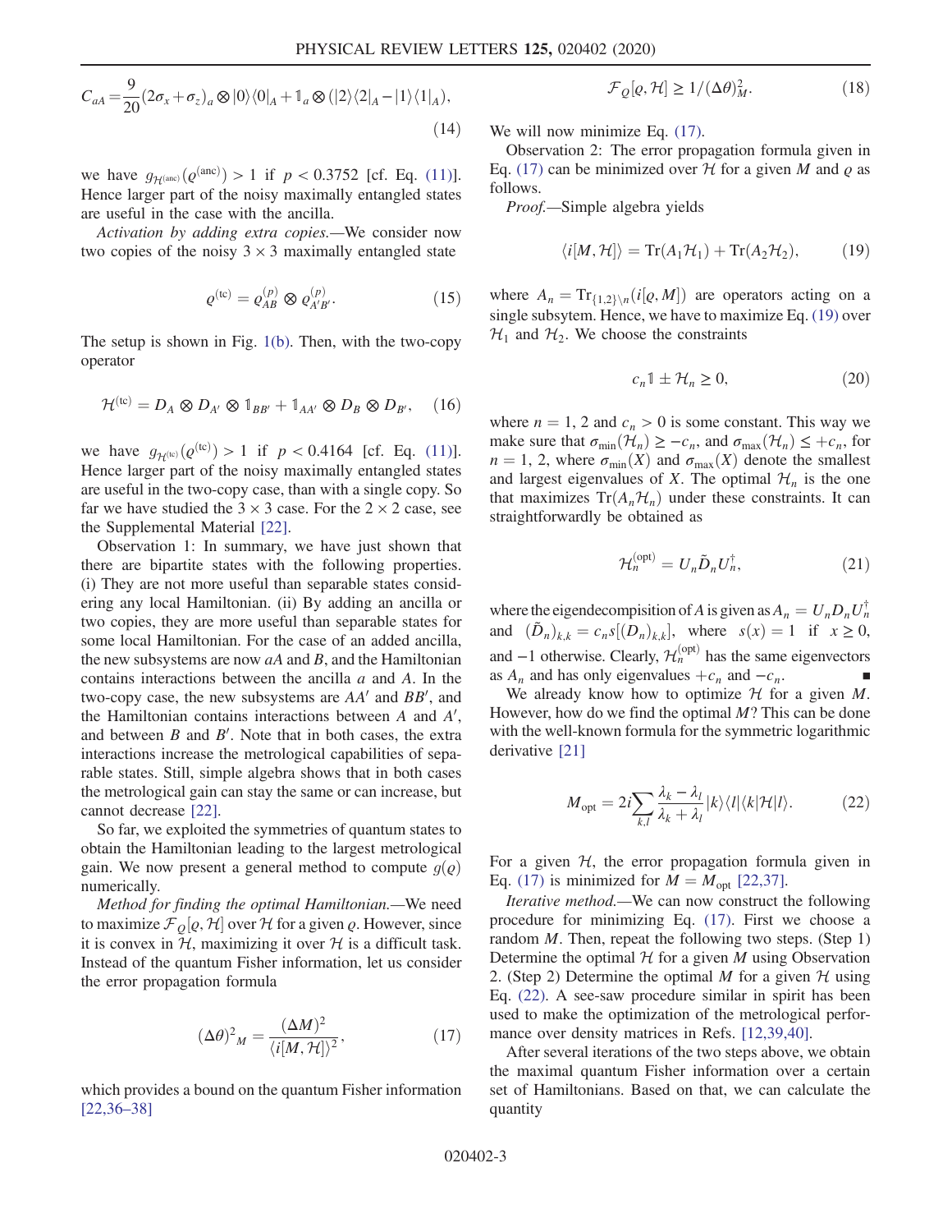$$C_{aA} = \frac{9}{20}(2\sigma_x + \sigma_z)_a \otimes |0\rangle\langle 0|_A + \mathbb{1}_a \otimes (|2\rangle\langle 2|_A - |1\rangle\langle 1|_A), \tag{14}$$

we have $g_{\mathcal{H}^{(\mathrm{anc})}}(\varrho^{(\mathrm{anc})}) > 1$ if $p < 0.3752$ [cf. Eq. (11)]. Hence larger part of the noisy maximally entangled states are useful in the case with the ancilla.

*Activation by adding extra copies.*—We consider now two copies of the noisy $3 \times 3$ maximally entangled state

$$\varrho^{(\mathrm{tc})} = \varrho_{AB}^{(p)} \otimes \varrho_{A'B'}^{(p)}. \tag{15}$$

The setup is shown in Fig. 1(b). Then, with the two-copy operator

$$\mathcal{H}^{(\mathrm{tc})} = D_A \otimes D_{A'} \otimes \mathbb{1}_{BB'} + \mathbb{1}_{AA'} \otimes D_B \otimes D_{B'}, \tag{16}$$

we have $g_{\mathcal{H}^{(\mathrm{tc})}}(\varrho^{(\mathrm{tc})}) > 1$ if $p < 0.4164$ [cf. Eq. (11)]. Hence larger part of the noisy maximally entangled states are useful in the two-copy case, than with a single copy. So far we have studied the $3 \times 3$ case. For the $2 \times 2$ case, see the Supplemental Material [22].

Observation 1: In summary, we have just shown that there are bipartite states with the following properties. (i) They are not more useful than separable states considering any local Hamiltonian. (ii) By adding an ancilla or two copies, they are more useful than separable states for some local Hamiltonian. For the case of an added ancilla, the new subsystems are now $aA$ and $B$, and the Hamiltonian contains interactions between the ancilla $a$ and $A$. In the two-copy case, the new subsystems are $AA'$ and $BB'$, and the Hamiltonian contains interactions between $A$ and $A'$, and between $B$ and $B'$. Note that in both cases, the extra interactions increase the metrological capabilities of separable states. Still, simple algebra shows that in both cases the metrological gain can stay the same or can increase, but cannot decrease [22].

So far, we exploited the symmetries of quantum states to obtain the Hamiltonian leading to the largest metrological gain. We now present a general method to compute $g(\varrho)$ numerically.

*Method for finding the optimal Hamiltonian.*—We need to maximize $\mathcal{F}_Q[\varrho, \mathcal{H}]$ over $\mathcal{H}$ for a given $\varrho$. However, since it is convex in $\mathcal{H}$, maximizing it over $\mathcal{H}$ is a difficult task. Instead of the quantum Fisher information, let us consider the error propagation formula

$$(\Delta\theta)^2{}_M = \frac{(\Delta M)^2}{\langle i[M, \mathcal{H}]\rangle^2}, \tag{17}$$

which provides a bound on the quantum Fisher information [22,36–38]

$$\mathcal{F}_Q[\varrho, \mathcal{H}] \geq 1/(\Delta\theta)^2_M. \tag{18}$$

We will now minimize Eq. (17).

Observation 2: The error propagation formula given in Eq. (17) can be minimized over $\mathcal{H}$ for a given $M$ and $\varrho$ as follows.

*Proof.*—Simple algebra yields

$$\langle i[M, \mathcal{H}]\rangle = \mathrm{Tr}(A_1\mathcal{H}_1) + \mathrm{Tr}(A_2\mathcal{H}_2), \tag{19}$$

where $A_n = \mathrm{Tr}_{\{1,2\}\setminus n}(i[\varrho, M])$ are operators acting on a single subsytem. Hence, we have to maximize Eq. (19) over $\mathcal{H}_1$ and $\mathcal{H}_2$. We choose the constraints

$$c_n\mathbb{1} \pm \mathcal{H}_n \geq 0, \tag{20}$$

where $n = 1, 2$ and $c_n > 0$ is some constant. This way we make sure that $\sigma_{\min}(\mathcal{H}_n) \geq -c_n$, and $\sigma_{\max}(\mathcal{H}_n) \leq +c_n$, for $n = 1, 2$, where $\sigma_{\min}(X)$ and $\sigma_{\max}(X)$ denote the smallest and largest eigenvalues of $X$. The optimal $\mathcal{H}_n$ is the one that maximizes $\mathrm{Tr}(A_n\mathcal{H}_n)$ under these constraints. It can straightforwardly be obtained as

$$\mathcal{H}_n^{(\mathrm{opt})} = U_n\tilde{D}_nU_n^\dagger, \tag{21}$$

where the eigendecompisition of $A$ is given as $A_n = U_nD_nU_n^\dagger$ and $(\tilde{D}_n)_{k,k} = c_ns[(D_n)_{k,k}]$, where $s(x) = 1$ if $x \geq 0$, and $-1$ otherwise. Clearly, $\mathcal{H}_n^{(\mathrm{opt})}$ has the same eigenvectors as $A_n$ and has only eigenvalues $+c_n$ and $-c_n$. ■

We already know how to optimize $\mathcal{H}$ for a given $M$. However, how do we find the optimal $M$? This can be done with the well-known formula for the symmetric logarithmic derivative [21]

$$M_{\mathrm{opt}} = 2i\sum_{k,l}\frac{\lambda_k - \lambda_l}{\lambda_k + \lambda_l}|k\rangle\langle l|\langle k|\mathcal{H}|l\rangle. \tag{22}$$

For a given $\mathcal{H}$, the error propagation formula given in Eq. (17) is minimized for $M = M_{\mathrm{opt}}$ [22,37].

*Iterative method.*—We can now construct the following procedure for minimizing Eq. (17). First we choose a random $M$. Then, repeat the following two steps. (Step 1) Determine the optimal $\mathcal{H}$ for a given $M$ using Observation 2. (Step 2) Determine the optimal $M$ for a given $\mathcal{H}$ using Eq. (22). A see-saw procedure similar in spirit has been used to make the optimization of the metrological performance over density matrices in Refs. [12,39,40].

After several iterations of the two steps above, we obtain the maximal quantum Fisher information over a certain set of Hamiltonians. Based on that, we can calculate the quantity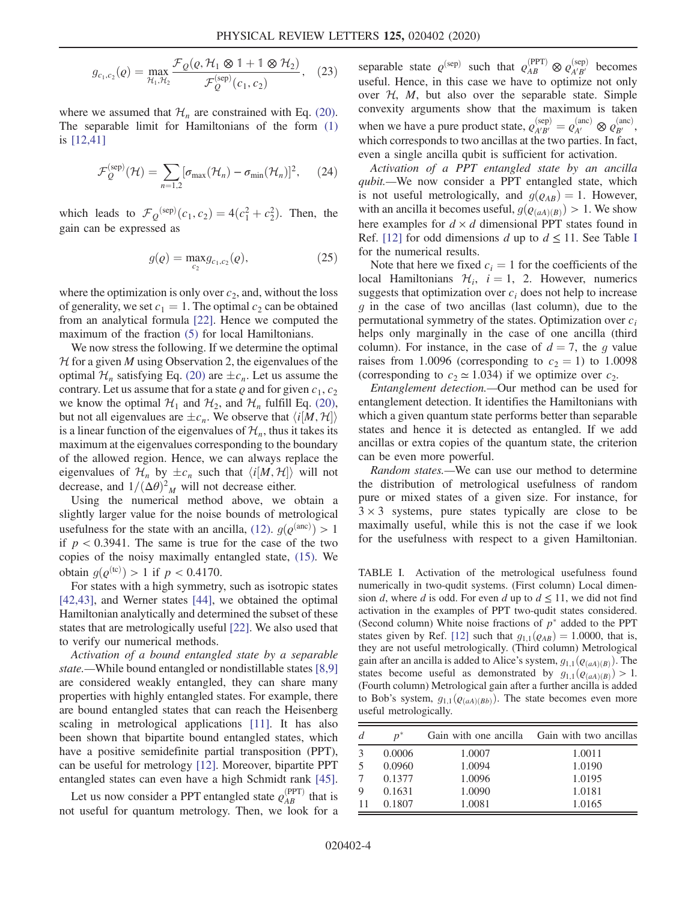$$g_{c_1,c_2}(\varrho) = \max_{\mathcal{H}_1,\mathcal{H}_2} \frac{\mathcal{F}_Q(\varrho, \mathcal{H}_1 \otimes \mathbb{1} + \mathbb{1} \otimes \mathcal{H}_2)}{\mathcal{F}_Q^{(\text{sep})}(c_1, c_2)}, \quad (23)$$

where we assumed that $\mathcal{H}_n$ are constrained with Eq. (20). The separable limit for Hamiltonians of the form (1) is [12,41]

$$\mathcal{F}_Q^{(\text{sep})}(\mathcal{H}) = \sum_{n=1,2} [\sigma_{\max}(\mathcal{H}_n) - \sigma_{\min}(\mathcal{H}_n)]^2, \quad (24)$$

which leads to $\mathcal{F}_Q{}^{(\text{sep})}(c_1, c_2) = 4(c_1^2 + c_2^2)$. Then, the gain can be expressed as

$$g(\varrho) = \max_{c_2} g_{c_1,c_2}(\varrho), \quad (25)$$

where the optimization is only over $c_2$, and, without the loss of generality, we set $c_1 = 1$. The optimal $c_2$ can be obtained from an analytical formula [22]. Hence we computed the maximum of the fraction (5) for local Hamiltonians.

We now stress the following. If we determine the optimal $\mathcal{H}$ for a given $M$ using Observation 2, the eigenvalues of the optimal $\mathcal{H}_n$ satisfying Eq. (20) are $\pm c_n$. Let us assume the contrary. Let us assume that for a state $\varrho$ and for given $c_1, c_2$ we know the optimal $\mathcal{H}_1$ and $\mathcal{H}_2$, and $\mathcal{H}_n$ fulfill Eq. (20), but not all eigenvalues are $\pm c_n$. We observe that $\langle i[M, \mathcal{H}]\rangle$ is a linear function of the eigenvalues of $\mathcal{H}_n$, thus it takes its maximum at the eigenvalues corresponding to the boundary of the allowed region. Hence, we can always replace the eigenvalues of $\mathcal{H}_n$ by $\pm c_n$ such that $\langle i[M, \mathcal{H}]\rangle$ will not decrease, and $1/(\Delta\theta)^2_M$ will not decrease either.

Using the numerical method above, we obtain a slightly larger value for the noise bounds of metrological usefulness for the state with an ancilla, (12). $g(\varrho^{(\text{anc})}) > 1$ if $p < 0.3941$. The same is true for the case of the two copies of the noisy maximally entangled state, (15). We obtain $g(\varrho^{(\text{tc})}) > 1$ if $p < 0.4170$.

For states with a high symmetry, such as isotropic states [42,43], and Werner states [44], we obtained the optimal Hamiltonian analytically and determined the subset of these states that are metrologically useful [22]. We also used that to verify our numerical methods.

*Activation of a bound entangled state by a separable state.*—While bound entangled or nondistillable states [8,9] are considered weakly entangled, they can share many properties with highly entangled states. For example, there are bound entangled states that can reach the Heisenberg scaling in metrological applications [11]. It has also been shown that bipartite bound entangled states, which have a positive semidefinite partial transposition (PPT), can be useful for metrology [12]. Moreover, bipartite PPT entangled states can even have a high Schmidt rank [45].

Let us now consider a PPT entangled state $\varrho_{AB}^{(\text{PPT})}$ that is not useful for quantum metrology. Then, we look for a separable state $\varrho^{(\text{sep})}$ such that $\varrho_{AB}^{(\text{PPT})} \otimes \varrho_{A'B'}^{(\text{sep})}$ becomes useful. Hence, in this case we have to optimize not only over $\mathcal{H}$, $M$, but also over the separable state. Simple convexity arguments show that the maximum is taken when we have a pure product state, $\varrho_{A'B'}^{(\text{sep})} = \varrho_{A'}^{(\text{anc})} \otimes \varrho_{B'}^{(\text{anc})}$, which corresponds to two ancillas at the two parties. In fact, even a single ancilla qubit is sufficient for activation.

*Activation of a PPT entangled state by an ancilla qubit.*—We now consider a PPT entangled state, which is not useful metrologically, and $g(\varrho_{AB}) = 1$. However, with an ancilla it becomes useful, $g(\varrho_{(aA)(B)}) > 1$. We show here examples for $d \times d$ dimensional PPT states found in Ref. [12] for odd dimensions $d$ up to $d \leq 11$. See Table I for the numerical results.

Note that here we fixed $c_i = 1$ for the coefficients of the local Hamiltonians $\mathcal{H}_i$, $i = 1, 2$. However, numerics suggests that optimization over $c_i$ does not help to increase $g$ in the case of two ancillas (last column), due to the permutational symmetry of the states. Optimization over $c_i$ helps only marginally in the case of one ancilla (third column). For instance, in the case of $d = 7$, the $g$ value raises from 1.0096 (corresponding to $c_2 = 1$) to 1.0098 (corresponding to $c_2 \simeq 1.034$) if we optimize over $c_2$.

*Entanglement detection.*—Our method can be used for entanglement detection. It identifies the Hamiltonians with which a given quantum state performs better than separable states and hence it is detected as entangled. If we add ancillas or extra copies of the quantum state, the criterion can be even more powerful.

*Random states.*—We can use our method to determine the distribution of metrological usefulness of random pure or mixed states of a given size. For instance, for $3 \times 3$ systems, pure states typically are close to be maximally useful, while this is not the case if we look for the usefulness with respect to a given Hamiltonian.

TABLE I. Activation of the metrological usefulness found numerically in two-qudit systems. (First column) Local dimension $d$, where $d$ is odd. For even $d$ up to $d \leq 11$, we did not find activation in the examples of PPT two-qudit states considered. (Second column) White noise fractions of $p^*$ added to the PPT states given by Ref. [12] such that $g_{1,1}(\varrho_{AB}) = 1.0000$, that is, they are not useful metrologically. (Third column) Metrological gain after an ancilla is added to Alice's system, $g_{1,1}(\varrho_{(aA)(B)})$. The states become useful as demonstrated by $g_{1,1}(\varrho_{(aA)(B)}) > 1$. (Fourth column) Metrological gain after a further ancilla is added to Bob's system, $g_{1,1}(\varrho_{(aA)(Bb)})$. The state becomes even more useful metrologically.

| $d$ | $p^*$ | Gain with one ancilla | Gain with two ancillas |
|---|---|---|---|
| 3 | 0.0006 | 1.0007 | 1.0011 |
| 5 | 0.0960 | 1.0094 | 1.0190 |
| 7 | 0.1377 | 1.0096 | 1.0195 |
| 9 | 0.1631 | 1.0090 | 1.0181 |
| 11 | 0.1807 | 1.0081 | 1.0165 |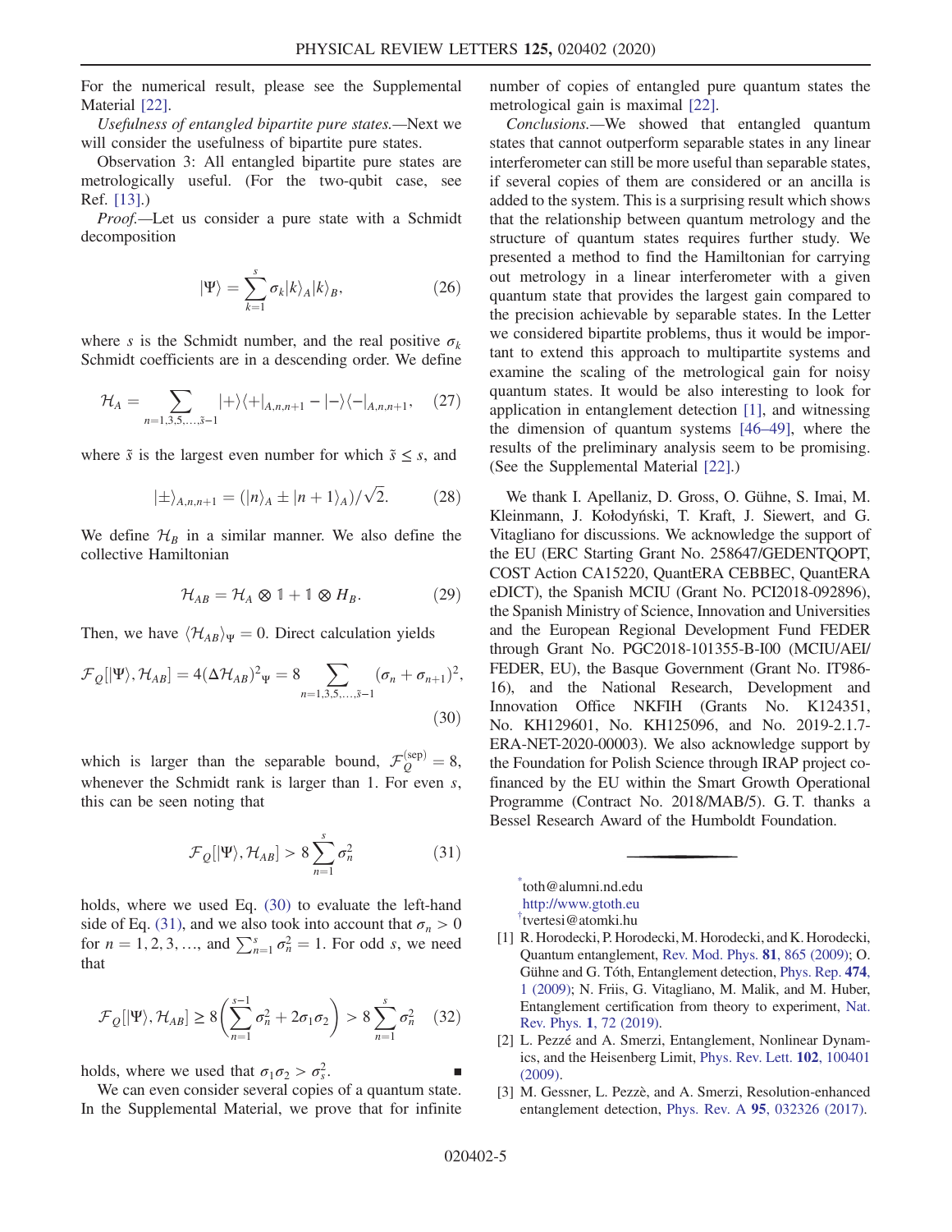For the numerical result, please see the Supplemental Material [22].

*Usefulness of entangled bipartite pure states.*—Next we will consider the usefulness of bipartite pure states.

Observation 3: All entangled bipartite pure states are metrologically useful. (For the two-qubit case, see Ref. [13].)

*Proof.*—Let us consider a pure state with a Schmidt decomposition

$$|\Psi\rangle = \sum_{k=1}^{s} \sigma_k |k\rangle_A |k\rangle_B, \tag{26}$$

where $s$ is the Schmidt number, and the real positive $\sigma_k$ Schmidt coefficients are in a descending order. We define

$$\mathcal{H}_A = \sum_{n=1,3,5,\ldots,\tilde{s}-1} |+\rangle\langle+|_{A,n,n+1} - |-\rangle\langle-|_{A,n,n+1}, \tag{27}$$

where $\tilde{s}$ is the largest even number for which $\tilde{s} \leq s$, and

$$|\pm\rangle_{A,n,n+1} = (|n\rangle_A \pm |n+1\rangle_A)/\sqrt{2}. \tag{28}$$

We define $\mathcal{H}_B$ in a similar manner. We also define the collective Hamiltonian

$$\mathcal{H}_{AB} = \mathcal{H}_A \otimes \mathbb{1} + \mathbb{1} \otimes H_B. \tag{29}$$

Then, we have $\langle \mathcal{H}_{AB} \rangle_\Psi = 0$. Direct calculation yields

$$\mathcal{F}_Q[|\Psi\rangle, \mathcal{H}_{AB}] = 4(\Delta \mathcal{H}_{AB})^2_\Psi = 8 \sum_{n=1,3,5,\ldots,\tilde{s}-1} (\sigma_n + \sigma_{n+1})^2, \tag{30}$$

which is larger than the separable bound, $\mathcal{F}_Q^{(\mathrm{sep})} = 8$, whenever the Schmidt rank is larger than 1. For even $s$, this can be seen noting that

$$\mathcal{F}_Q[|\Psi\rangle, \mathcal{H}_{AB}] > 8 \sum_{n=1}^{s} \sigma_n^2 \tag{31}$$

holds, where we used Eq. (30) to evaluate the left-hand side of Eq. (31), and we also took into account that $\sigma_n > 0$ for $n = 1, 2, 3, \ldots$, and $\sum_{n=1}^{s} \sigma_n^2 = 1$. For odd $s$, we need that

$$\mathcal{F}_Q[|\Psi\rangle, \mathcal{H}_{AB}] \geq 8 \left( \sum_{n=1}^{s-1} \sigma_n^2 + 2\sigma_1\sigma_2 \right) > 8 \sum_{n=1}^{s} \sigma_n^2 \tag{32}$$

holds, where we used that $\sigma_1 \sigma_2 > \sigma_s^2$. ∎

We can even consider several copies of a quantum state. In the Supplemental Material, we prove that for infinite number of copies of entangled pure quantum states the metrological gain is maximal [22].

*Conclusions.*—We showed that entangled quantum states that cannot outperform separable states in any linear interferometer can still be more useful than separable states, if several copies of them are considered or an ancilla is added to the system. This is a surprising result which shows that the relationship between quantum metrology and the structure of quantum states requires further study. We presented a method to find the Hamiltonian for carrying out metrology in a linear interferometer with a given quantum state that provides the largest gain compared to the precision achievable by separable states. In the Letter we considered bipartite problems, thus it would be important to extend this approach to multipartite systems and examine the scaling of the metrological gain for noisy quantum states. It would be also interesting to look for application in entanglement detection [1], and witnessing the dimension of quantum systems [46–49], where the results of the preliminary analysis seem to be promising. (See the Supplemental Material [22].)

We thank I. Apellaniz, D. Gross, O. Gühne, S. Imai, M. Kleinmann, J. Kołodyński, T. Kraft, J. Siewert, and G. Vitagliano for discussions. We acknowledge the support of the EU (ERC Starting Grant No. 258647/GEDENTQOPT, COST Action CA15220, QuantERA CEBBEC, QuantERA eDICT), the Spanish MCIU (Grant No. PCI2018-092896), the Spanish Ministry of Science, Innovation and Universities and the European Regional Development Fund FEDER through Grant No. PGC2018-101355-B-I00 (MCIU/AEI/FEDER, EU), the Basque Government (Grant No. IT986-16), and the National Research, Development and Innovation Office NKFIH (Grants No. K124351, No. KH129601, No. KH125096, and No. 2019-2.1.7-ERA-NET-2020-00003). We also acknowledge support by the Foundation for Polish Science through IRAP project co-financed by the EU within the Smart Growth Operational Programme (Contract No. 2018/MAB/5). G. T. thanks a Bessel Research Award of the Humboldt Foundation.

---

[*] toth@alumni.nd.edu
http://www.gtoth.eu

[†] tvertesi@atomki.hu

[1] R. Horodecki, P. Horodecki, M. Horodecki, and K. Horodecki, Quantum entanglement, Rev. Mod. Phys. **81**, 865 (2009); O. Gühne and G. Tóth, Entanglement detection, Phys. Rep. **474**, 1 (2009); N. Friis, G. Vitagliano, M. Malik, and M. Huber, Entanglement certification from theory to experiment, Nat. Rev. Phys. **1**, 72 (2019).

[2] L. Pezzé and A. Smerzi, Entanglement, Nonlinear Dynamics, and the Heisenberg Limit, Phys. Rev. Lett. **102**, 100401 (2009).

[3] M. Gessner, L. Pezzè, and A. Smerzi, Resolution-enhanced entanglement detection, Phys. Rev. A **95**, 032326 (2017).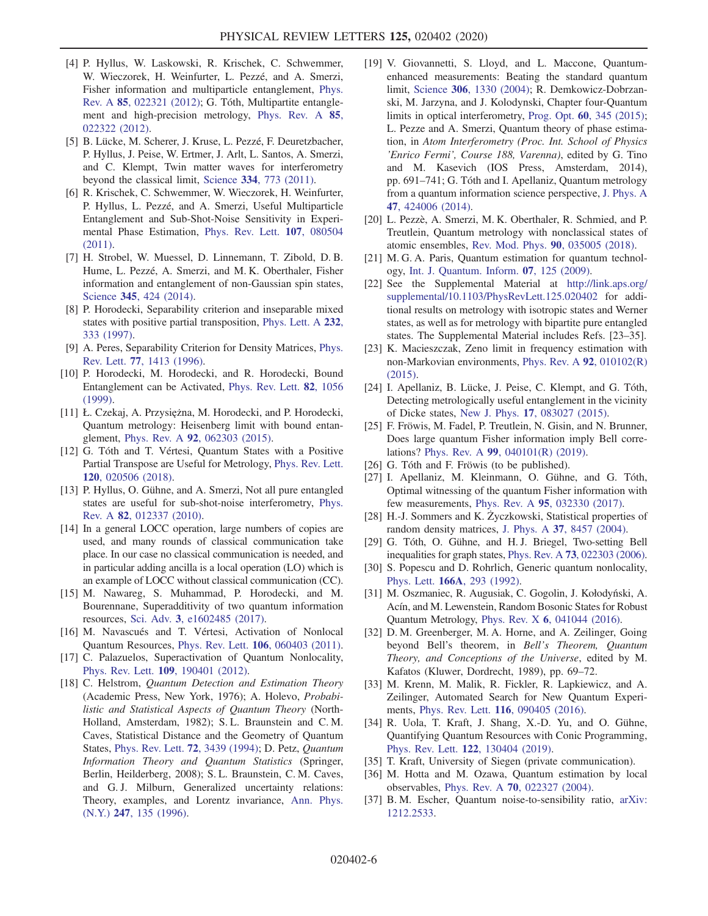[4] P. Hyllus, W. Laskowski, R. Krischek, C. Schwemmer, W. Wieczorek, H. Weinfurter, L. Pezzé, and A. Smerzi, Fisher information and multiparticle entanglement, Phys. Rev. A **85**, 022321 (2012); G. Tóth, Multipartite entanglement and high-precision metrology, Phys. Rev. A **85**, 022322 (2012).

[5] B. Lücke, M. Scherer, J. Kruse, L. Pezzé, F. Deuretzbacher, P. Hyllus, J. Peise, W. Ertmer, J. Arlt, L. Santos, A. Smerzi, and C. Klempt, Twin matter waves for interferometry beyond the classical limit, Science **334**, 773 (2011).

[6] R. Krischek, C. Schwemmer, W. Wieczorek, H. Weinfurter, P. Hyllus, L. Pezzé, and A. Smerzi, Useful Multiparticle Entanglement and Sub-Shot-Noise Sensitivity in Experimental Phase Estimation, Phys. Rev. Lett. **107**, 080504 (2011).

[7] H. Strobel, W. Muessel, D. Linnemann, T. Zibold, D. B. Hume, L. Pezzé, A. Smerzi, and M. K. Oberthaler, Fisher information and entanglement of non-Gaussian spin states, Science **345**, 424 (2014).

[8] P. Horodecki, Separability criterion and inseparable mixed states with positive partial transposition, Phys. Lett. A **232**, 333 (1997).

[9] A. Peres, Separability Criterion for Density Matrices, Phys. Rev. Lett. **77**, 1413 (1996).

[10] P. Horodecki, M. Horodecki, and R. Horodecki, Bound Entanglement can be Activated, Phys. Rev. Lett. **82**, 1056 (1999).

[11] Ł. Czekaj, A. Przysiężna, M. Horodecki, and P. Horodecki, Quantum metrology: Heisenberg limit with bound entanglement, Phys. Rev. A **92**, 062303 (2015).

[12] G. Tóth and T. Vértesi, Quantum States with a Positive Partial Transpose are Useful for Metrology, Phys. Rev. Lett. **120**, 020506 (2018).

[13] P. Hyllus, O. Gühne, and A. Smerzi, Not all pure entangled states are useful for sub-shot-noise interferometry, Phys. Rev. A **82**, 012337 (2010).

[14] In a general LOCC operation, large numbers of copies are used, and many rounds of classical communication take place. In our case no classical communication is needed, and in particular adding ancilla is a local operation (LO) which is an example of LOCC without classical communication (CC).

[15] M. Nawareg, S. Muhammad, P. Horodecki, and M. Bourennane, Superadditivity of two quantum information resources, Sci. Adv. **3**, e1602485 (2017).

[16] M. Navascués and T. Vértesi, Activation of Nonlocal Quantum Resources, Phys. Rev. Lett. **106**, 060403 (2011).

[17] C. Palazuelos, Superactivation of Quantum Nonlocality, Phys. Rev. Lett. **109**, 190401 (2012).

[18] C. Helstrom, *Quantum Detection and Estimation Theory* (Academic Press, New York, 1976); A. Holevo, *Probabilistic and Statistical Aspects of Quantum Theory* (North-Holland, Amsterdam, 1982); S. L. Braunstein and C. M. Caves, Statistical Distance and the Geometry of Quantum States, Phys. Rev. Lett. **72**, 3439 (1994); D. Petz, *Quantum Information Theory and Quantum Statistics* (Springer, Berlin, Heilderberg, 2008); S. L. Braunstein, C. M. Caves, and G. J. Milburn, Generalized uncertainty relations: Theory, examples, and Lorentz invariance, Ann. Phys. (N.Y.) **247**, 135 (1996).

[19] V. Giovannetti, S. Lloyd, and L. Maccone, Quantum-enhanced measurements: Beating the standard quantum limit, Science **306**, 1330 (2004); R. Demkowicz-Dobrzanski, M. Jarzyna, and J. Kolodynski, Chapter four-Quantum limits in optical interferometry, Prog. Opt. **60**, 345 (2015); L. Pezze and A. Smerzi, Quantum theory of phase estimation, in *Atom Interferometry (Proc. Int. School of Physics 'Enrico Fermi', Course 188, Varenna)*, edited by G. Tino and M. Kasevich (IOS Press, Amsterdam, 2014), pp. 691–741; G. Tóth and I. Apellaniz, Quantum metrology from a quantum information science perspective, J. Phys. A **47**, 424006 (2014).

[20] L. Pezzè, A. Smerzi, M. K. Oberthaler, R. Schmied, and P. Treutlein, Quantum metrology with nonclassical states of atomic ensembles, Rev. Mod. Phys. **90**, 035005 (2018).

[21] M. G. A. Paris, Quantum estimation for quantum technology, Int. J. Quantum. Inform. **07**, 125 (2009).

[22] See the Supplemental Material at http://link.aps.org/supplemental/10.1103/PhysRevLett.125.020402 for additional results on metrology with isotropic states and Werner states, as well as for metrology with bipartite pure entangled states. The Supplemental Material includes Refs. [23–35].

[23] K. Macieszczak, Zeno limit in frequency estimation with non-Markovian environments, Phys. Rev. A **92**, 010102(R) (2015).

[24] I. Apellaniz, B. Lücke, J. Peise, C. Klempt, and G. Tóth, Detecting metrologically useful entanglement in the vicinity of Dicke states, New J. Phys. **17**, 083027 (2015).

[25] F. Fröwis, M. Fadel, P. Treutlein, N. Gisin, and N. Brunner, Does large quantum Fisher information imply Bell correlations? Phys. Rev. A **99**, 040101(R) (2019).

[26] G. Tóth and F. Fröwis (to be published).

[27] I. Apellaniz, M. Kleinmann, O. Gühne, and G. Tóth, Optimal witnessing of the quantum Fisher information with few measurements, Phys. Rev. A **95**, 032330 (2017).

[28] H.-J. Sommers and K. Życzkowski, Statistical properties of random density matrices, J. Phys. A **37**, 8457 (2004).

[29] G. Tóth, O. Gühne, and H. J. Briegel, Two-setting Bell inequalities for graph states, Phys. Rev. A **73**, 022303 (2006).

[30] S. Popescu and D. Rohrlich, Generic quantum nonlocality, Phys. Lett. **166A**, 293 (1992).

[31] M. Oszmaniec, R. Augusiak, C. Gogolin, J. Kołodyński, A. Acín, and M. Lewenstein, Random Bosonic States for Robust Quantum Metrology, Phys. Rev. X **6**, 041044 (2016).

[32] D. M. Greenberger, M. A. Horne, and A. Zeilinger, Going beyond Bell's theorem, in *Bell's Theorem, Quantum Theory, and Conceptions of the Universe*, edited by M. Kafatos (Kluwer, Dordrecht, 1989), pp. 69–72.

[33] M. Krenn, M. Malik, R. Fickler, R. Lapkiewicz, and A. Zeilinger, Automated Search for New Quantum Experiments, Phys. Rev. Lett. **116**, 090405 (2016).

[34] R. Uola, T. Kraft, J. Shang, X.-D. Yu, and O. Gühne, Quantifying Quantum Resources with Conic Programming, Phys. Rev. Lett. **122**, 130404 (2019).

[35] T. Kraft, University of Siegen (private communication).

[36] M. Hotta and M. Ozawa, Quantum estimation by local observables, Phys. Rev. A **70**, 022327 (2004).

[37] B. M. Escher, Quantum noise-to-sensibility ratio, arXiv:1212.2533.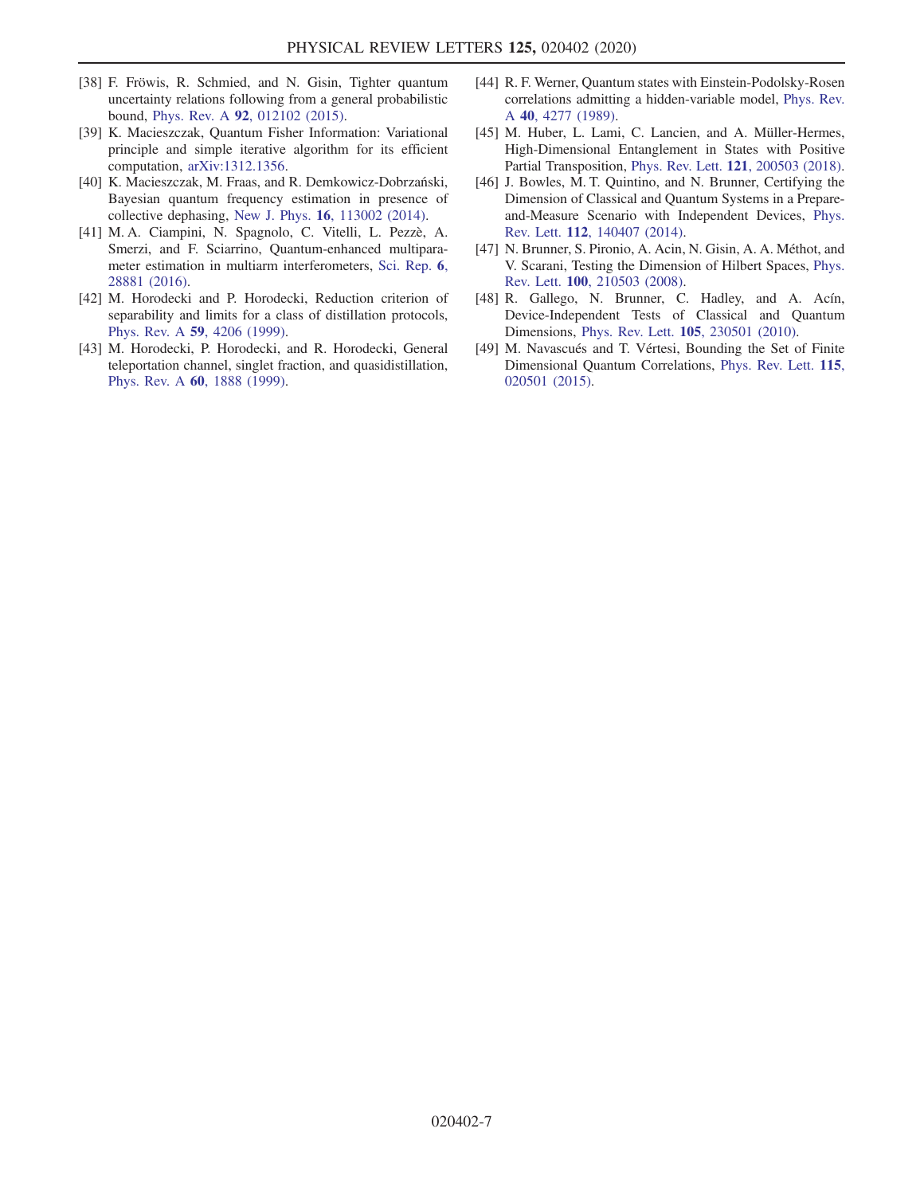[38] F. Fröwis, R. Schmied, and N. Gisin, Tighter quantum uncertainty relations following from a general probabilistic bound, Phys. Rev. A **92**, 012102 (2015).

[39] K. Macieszczak, Quantum Fisher Information: Variational principle and simple iterative algorithm for its efficient computation, arXiv:1312.1356.

[40] K. Macieszczak, M. Fraas, and R. Demkowicz-Dobrzański, Bayesian quantum frequency estimation in presence of collective dephasing, New J. Phys. **16**, 113002 (2014).

[41] M. A. Ciampini, N. Spagnolo, C. Vitelli, L. Pezzè, A. Smerzi, and F. Sciarrino, Quantum-enhanced multiparameter estimation in multiarm interferometers, Sci. Rep. **6**, 28881 (2016).

[42] M. Horodecki and P. Horodecki, Reduction criterion of separability and limits for a class of distillation protocols, Phys. Rev. A **59**, 4206 (1999).

[43] M. Horodecki, P. Horodecki, and R. Horodecki, General teleportation channel, singlet fraction, and quasidistillation, Phys. Rev. A **60**, 1888 (1999).

[44] R. F. Werner, Quantum states with Einstein-Podolsky-Rosen correlations admitting a hidden-variable model, Phys. Rev. A **40**, 4277 (1989).

[45] M. Huber, L. Lami, C. Lancien, and A. Müller-Hermes, High-Dimensional Entanglement in States with Positive Partial Transposition, Phys. Rev. Lett. **121**, 200503 (2018).

[46] J. Bowles, M. T. Quintino, and N. Brunner, Certifying the Dimension of Classical and Quantum Systems in a Prepare-and-Measure Scenario with Independent Devices, Phys. Rev. Lett. **112**, 140407 (2014).

[47] N. Brunner, S. Pironio, A. Acin, N. Gisin, A. A. Méthot, and V. Scarani, Testing the Dimension of Hilbert Spaces, Phys. Rev. Lett. **100**, 210503 (2008).

[48] R. Gallego, N. Brunner, C. Hadley, and A. Acín, Device-Independent Tests of Classical and Quantum Dimensions, Phys. Rev. Lett. **105**, 230501 (2010).

[49] M. Navascués and T. Vértesi, Bounding the Set of Finite Dimensional Quantum Correlations, Phys. Rev. Lett. **115**, 020501 (2015).